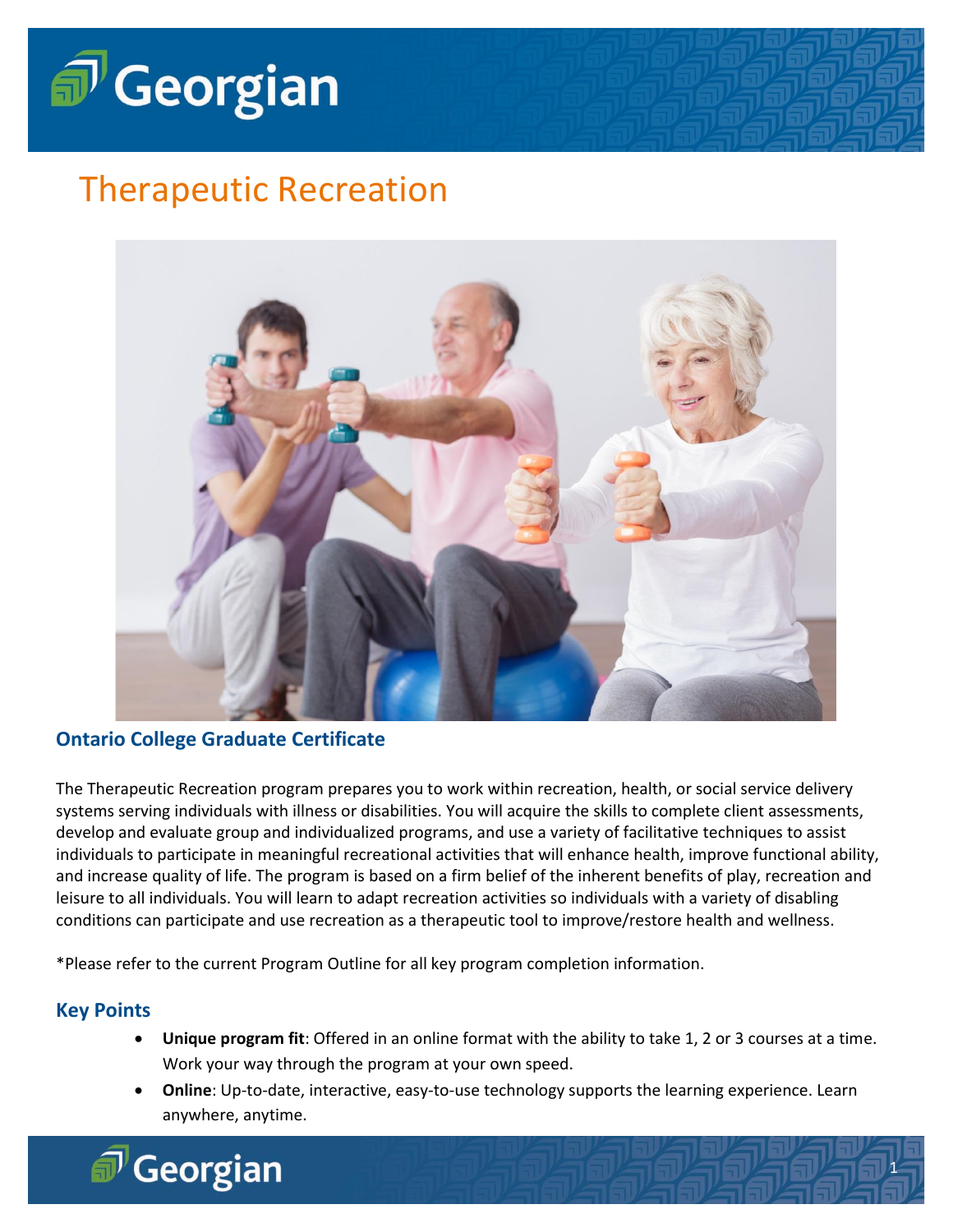# Therapeutic Recreation

## Ontario College Graduate Certificate

The Therapeutic Recreation program prepares you to work within recreation, health, or social service delivery systems serving individuals with illness or disabilities. You will acquire the skills to complete client assessments, develop and evaluate group and individualized programs, and use a variety of facilitative techniques to assist individuals to participate in meaningful recreational activities that will enhance health, improve functional ability, and increase quality of life. The program is based on a firm belief of the inherent benefits of play, recreation and leisure to all individuals. You will learn to adapt recreation activities so individuals with a variety of disabling conditions can participate and use recreation as a therapeutic tool to improve/restore health and wellness.

*Please refer to the current Program Outline for all key program completion information.

## Key Points

- **Unique program fit**: Offered in an online format with the ability to take 1, 2 or 3 courses at a time. Work your way through the program at your own speed.
- **Online**: Up-to-date, interactive, easy-to-use technology supports the learning experience. Learn anywhere, anytime.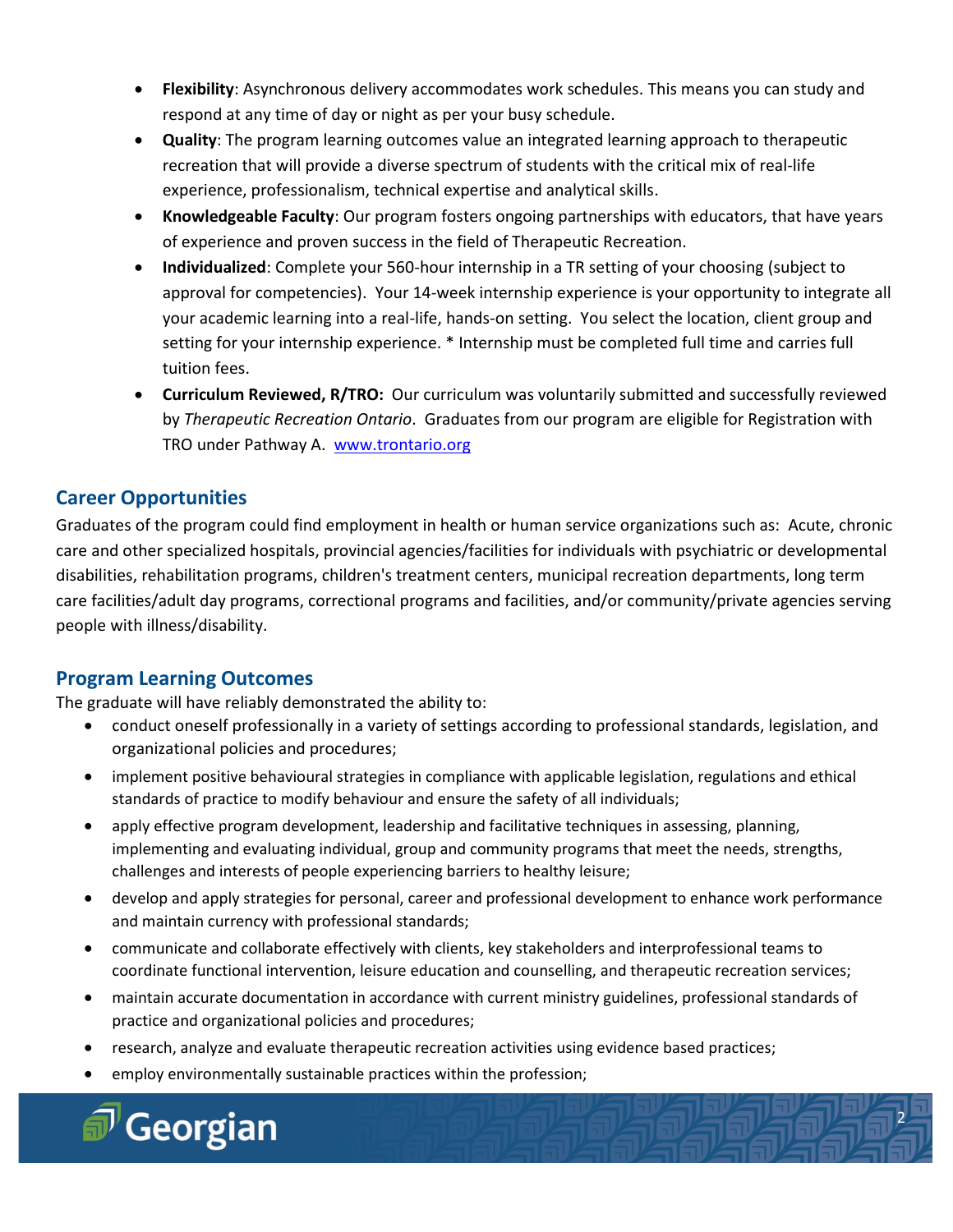- **Flexibility**: Asynchronous delivery accommodates work schedules. This means you can study and respond at any time of day or night as per your busy schedule.
- **Quality**: The program learning outcomes value an integrated learning approach to therapeutic recreation that will provide a diverse spectrum of students with the critical mix of real-life experience, professionalism, technical expertise and analytical skills.
- **Knowledgeable Faculty**: Our program fosters ongoing partnerships with educators, that have years of experience and proven success in the field of Therapeutic Recreation.
- **Individualized**: Complete your 560-hour internship in a TR setting of your choosing (subject to approval for competencies). Your 14-week internship experience is your opportunity to integrate all your academic learning into a real-life, hands-on setting. You select the location, client group and setting for your internship experience. * Internship must be completed full time and carries full tuition fees.
- **Curriculum Reviewed, R/TRO:** Our curriculum was voluntarily submitted and successfully reviewed by *Therapeutic Recreation Ontario*. Graduates from our program are eligible for Registration with TRO under Pathway A. [www.trontario.org](www.trontario.org)

## Career Opportunities

Graduates of the program could find employment in health or human service organizations such as: Acute, chronic care and other specialized hospitals, provincial agencies/facilities for individuals with psychiatric or developmental disabilities, rehabilitation programs, children's treatment centers, municipal recreation departments, long term care facilities/adult day programs, correctional programs and facilities, and/or community/private agencies serving people with illness/disability.

## Program Learning Outcomes

The graduate will have reliably demonstrated the ability to:

- conduct oneself professionally in a variety of settings according to professional standards, legislation, and organizational policies and procedures;
- implement positive behavioural strategies in compliance with applicable legislation, regulations and ethical standards of practice to modify behaviour and ensure the safety of all individuals;
- apply effective program development, leadership and facilitative techniques in assessing, planning, implementing and evaluating individual, group and community programs that meet the needs, strengths, challenges and interests of people experiencing barriers to healthy leisure;
- develop and apply strategies for personal, career and professional development to enhance work performance and maintain currency with professional standards;
- communicate and collaborate effectively with clients, key stakeholders and interprofessional teams to coordinate functional intervention, leisure education and counselling, and therapeutic recreation services;
- maintain accurate documentation in accordance with current ministry guidelines, professional standards of practice and organizational policies and procedures;
- research, analyze and evaluate therapeutic recreation activities using evidence based practices;
- employ environmentally sustainable practices within the profession;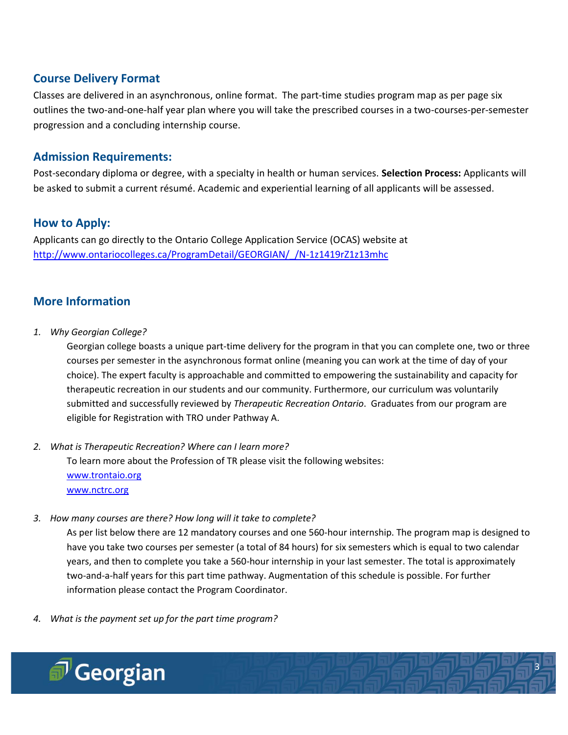## Course Delivery Format

Classes are delivered in an asynchronous, online format. The part-time studies program map as per page six outlines the two-and-one-half year plan where you will take the prescribed courses in a two-courses-per-semester progression and a concluding internship course.

## Admission Requirements:

Post-secondary diploma or degree, with a specialty in health or human services. **Selection Process:** Applicants will be asked to submit a current résumé. Academic and experiential learning of all applicants will be assessed.

## How to Apply:

Applicants can go directly to the Ontario College Application Service (OCAS) website at [http://www.ontariocolleges.ca/ProgramDetail/GEORGIAN/_/N-1z1419rZ1z13mhc](http://www.ontariocolleges.ca/ProgramDetail/GEORGIAN/_/N-1z1419rZ1z13mhc)

## More Information

1. *Why Georgian College?*

   Georgian college boasts a unique part-time delivery for the program in that you can complete one, two or three courses per semester in the asynchronous format online (meaning you can work at the time of day of your choice). The expert faculty is approachable and committed to empowering the sustainability and capacity for therapeutic recreation in our students and our community. Furthermore, our curriculum was voluntarily submitted and successfully reviewed by *Therapeutic Recreation Ontario*. Graduates from our program are eligible for Registration with TRO under Pathway A.

2. *What is Therapeutic Recreation? Where can I learn more?*

   To learn more about the Profession of TR please visit the following websites:
   [www.trontaio.org](www.trontaio.org)
   [www.nctrc.org](www.nctrc.org)

3. *How many courses are there? How long will it take to complete?*

   As per list below there are 12 mandatory courses and one 560-hour internship. The program map is designed to have you take two courses per semester (a total of 84 hours) for six semesters which is equal to two calendar years, and then to complete you take a 560-hour internship in your last semester. The total is approximately two-and-a-half years for this part time pathway. Augmentation of this schedule is possible. For further information please contact the Program Coordinator.

4. *What is the payment set up for the part time program?*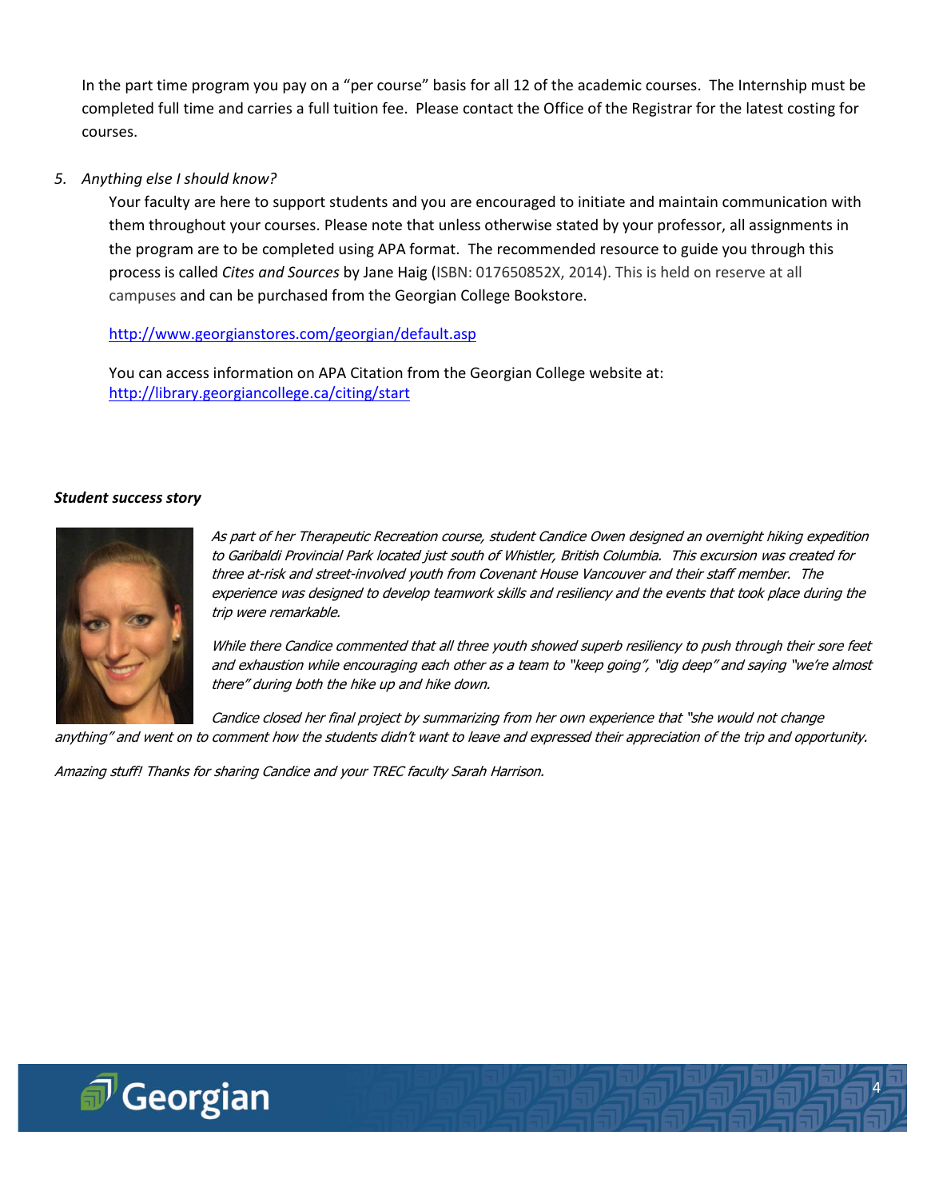In the part time program you pay on a "per course" basis for all 12 of the academic courses. The Internship must be completed full time and carries a full tuition fee. Please contact the Office of the Registrar for the latest costing for courses.

5. *Anything else I should know?*

   Your faculty are here to support students and you are encouraged to initiate and maintain communication with them throughout your courses. Please note that unless otherwise stated by your professor, all assignments in the program are to be completed using APA format. The recommended resource to guide you through this process is called *Cites and Sources* by Jane Haig (ISBN: 017650852X, 2014). This is held on reserve at all campuses and can be purchased from the Georgian College Bookstore.

   http://www.georgianstores.com/georgian/default.asp

   You can access information on APA Citation from the Georgian College website at:
   http://library.georgiancollege.ca/citing/start

***Student success story***

*As part of her Therapeutic Recreation course, student Candice Owen designed an overnight hiking expedition to Garibaldi Provincial Park located just south of Whistler, British Columbia. This excursion was created for three at-risk and street-involved youth from Covenant House Vancouver and their staff member. The experience was designed to develop teamwork skills and resiliency and the events that took place during the trip were remarkable.*

*While there Candice commented that all three youth showed superb resiliency to push through their sore feet and exhaustion while encouraging each other as a team to "keep going", "dig deep" and saying "we're almost there" during both the hike up and hike down.*

*Candice closed her final project by summarizing from her own experience that "she would not change anything" and went on to comment how the students didn't want to leave and expressed their appreciation of the trip and opportunity.*

*Amazing stuff! Thanks for sharing Candice and your TREC faculty Sarah Harrison.*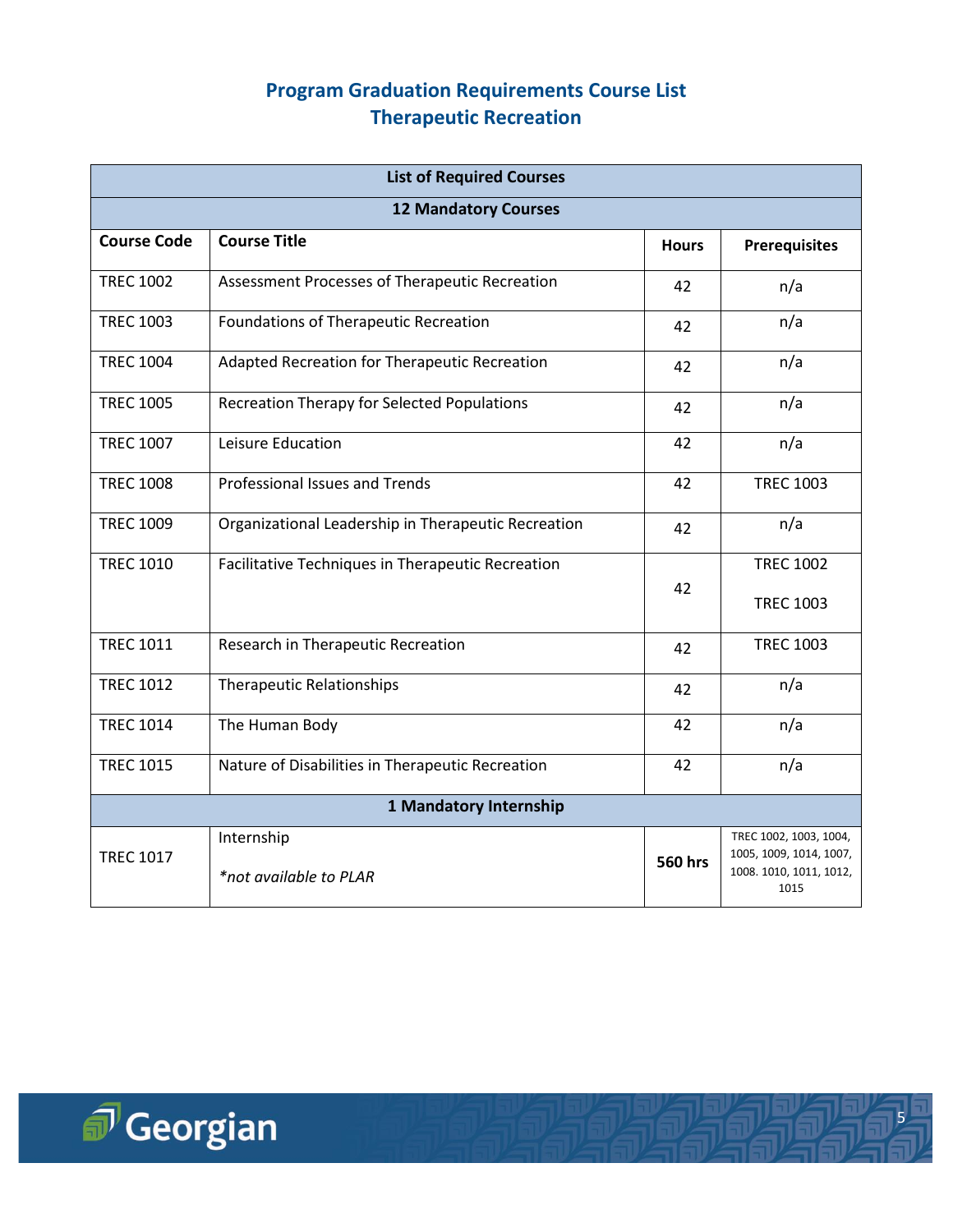# Program Graduation Requirements Course List
## Therapeutic Recreation

| List of Required Courses | | | |
|---|---|---|---|
| **12 Mandatory Courses** | | | |
| **Course Code** | **Course Title** | **Hours** | **Prerequisites** |
| TREC 1002 | Assessment Processes of Therapeutic Recreation | 42 | n/a |
| TREC 1003 | Foundations of Therapeutic Recreation | 42 | n/a |
| TREC 1004 | Adapted Recreation for Therapeutic Recreation | 42 | n/a |
| TREC 1005 | Recreation Therapy for Selected Populations | 42 | n/a |
| TREC 1007 | Leisure Education | 42 | n/a |
| TREC 1008 | Professional Issues and Trends | 42 | TREC 1003 |
| TREC 1009 | Organizational Leadership in Therapeutic Recreation | 42 | n/a |
| TREC 1010 | Facilitative Techniques in Therapeutic Recreation | 42 | TREC 1002<br>TREC 1003 |
| TREC 1011 | Research in Therapeutic Recreation | 42 | TREC 1003 |
| TREC 1012 | Therapeutic Relationships | 42 | n/a |
| TREC 1014 | The Human Body | 42 | n/a |
| TREC 1015 | Nature of Disabilities in Therapeutic Recreation | 42 | n/a |
| **1 Mandatory Internship** | | | |
| TREC 1017 | Internship<br>*\*not available to PLAR* | **560 hrs** | TREC 1002, 1003, 1004, 1005, 1009, 1014, 1007, 1008. 1010, 1011, 1012, 1015 |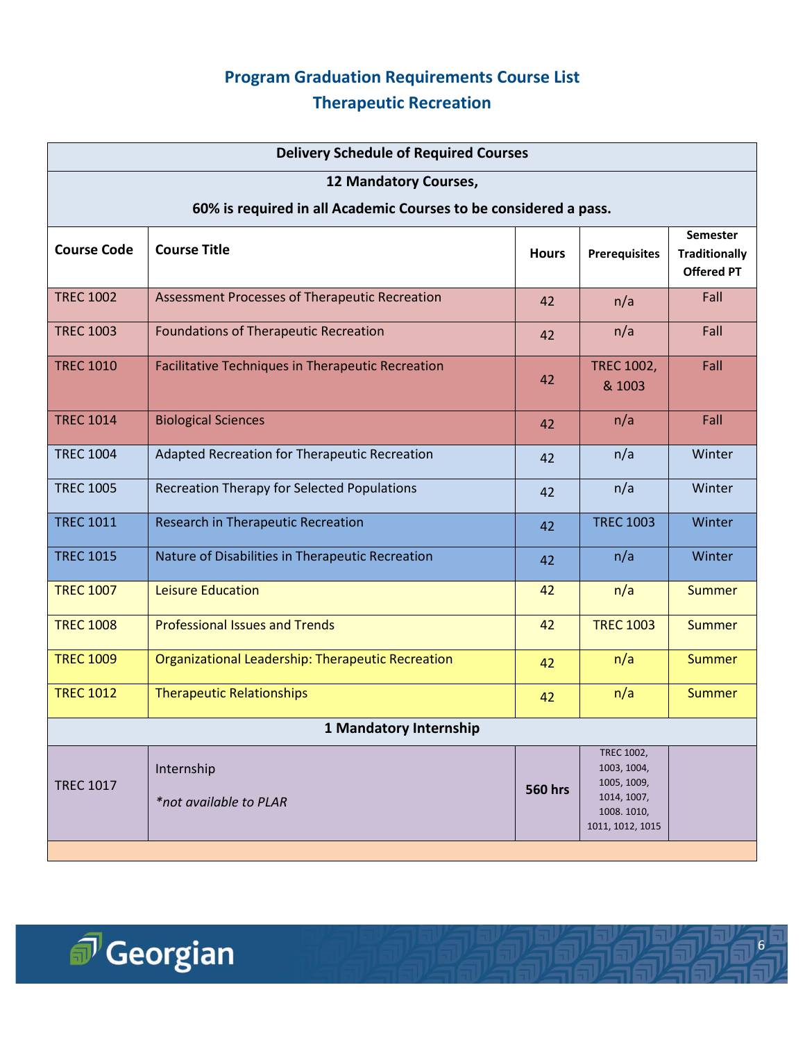# Program Graduation Requirements Course List
## Therapeutic Recreation

| Delivery Schedule of Required Courses | | | | |
|---|---|---|---|---|
| **12 Mandatory Courses,** **60% is required in all Academic Courses to be considered a pass.** | | | | |
| **Course Code** | **Course Title** | **Hours** | **Prerequisites** | **Semester Traditionally Offered PT** |
| TREC 1002 | Assessment Processes of Therapeutic Recreation | 42 | n/a | Fall |
| TREC 1003 | Foundations of Therapeutic Recreation | 42 | n/a | Fall |
| TREC 1010 | Facilitative Techniques in Therapeutic Recreation | 42 | TREC 1002, & 1003 | Fall |
| TREC 1014 | Biological Sciences | 42 | n/a | Fall |
| TREC 1004 | Adapted Recreation for Therapeutic Recreation | 42 | n/a | Winter |
| TREC 1005 | Recreation Therapy for Selected Populations | 42 | n/a | Winter |
| TREC 1011 | Research in Therapeutic Recreation | 42 | TREC 1003 | Winter |
| TREC 1015 | Nature of Disabilities in Therapeutic Recreation | 42 | n/a | Winter |
| TREC 1007 | Leisure Education | 42 | n/a | Summer |
| TREC 1008 | Professional Issues and Trends | 42 | TREC 1003 | Summer |
| TREC 1009 | Organizational Leadership: Therapeutic Recreation | 42 | n/a | Summer |
| TREC 1012 | Therapeutic Relationships | 42 | n/a | Summer |
| **1 Mandatory Internship** | | | | |
| TREC 1017 | Internship *\*not available to PLAR* | **560 hrs** | TREC 1002, 1003, 1004, 1005, 1009, 1014, 1007, 1008. 1010, 1011, 1012, 1015 | |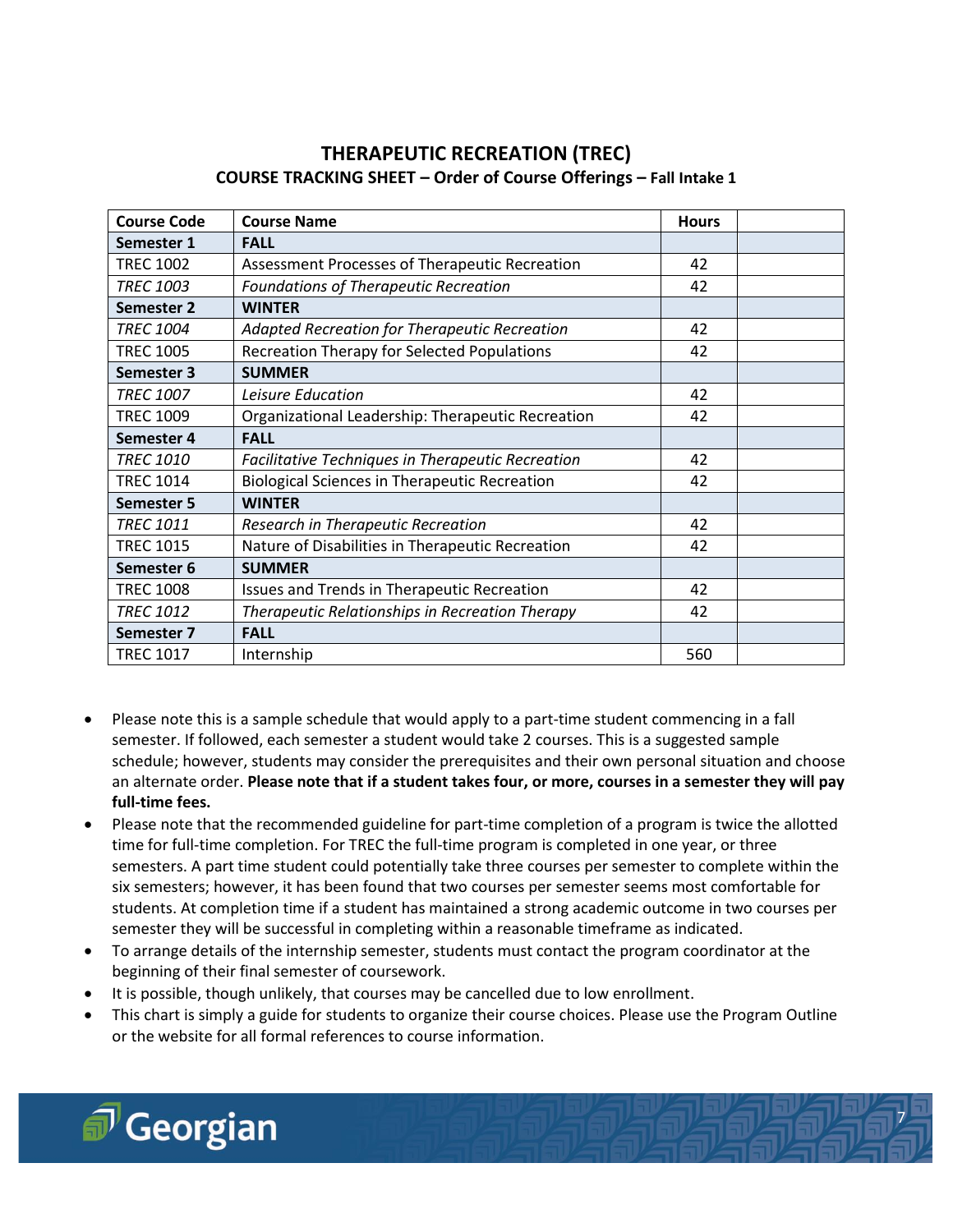# THERAPEUTIC RECREATION (TREC)

## COURSE TRACKING SHEET – Order of Course Offerings – Fall Intake 1

| Course Code | Course Name | Hours | |
|---|---|---|---|
| **Semester 1** | **FALL** | | |
| TREC 1002 | Assessment Processes of Therapeutic Recreation | 42 | |
| *TREC 1003* | *Foundations of Therapeutic Recreation* | 42 | |
| **Semester 2** | **WINTER** | | |
| *TREC 1004* | *Adapted Recreation for Therapeutic Recreation* | 42 | |
| TREC 1005 | Recreation Therapy for Selected Populations | 42 | |
| **Semester 3** | **SUMMER** | | |
| *TREC 1007* | *Leisure Education* | 42 | |
| TREC 1009 | Organizational Leadership: Therapeutic Recreation | 42 | |
| **Semester 4** | **FALL** | | |
| *TREC 1010* | *Facilitative Techniques in Therapeutic Recreation* | 42 | |
| TREC 1014 | Biological Sciences in Therapeutic Recreation | 42 | |
| **Semester 5** | **WINTER** | | |
| *TREC 1011* | *Research in Therapeutic Recreation* | 42 | |
| TREC 1015 | Nature of Disabilities in Therapeutic Recreation | 42 | |
| **Semester 6** | **SUMMER** | | |
| TREC 1008 | Issues and Trends in Therapeutic Recreation | 42 | |
| *TREC 1012* | *Therapeutic Relationships in Recreation Therapy* | 42 | |
| **Semester 7** | **FALL** | | |
| TREC 1017 | Internship | 560 | |

- Please note this is a sample schedule that would apply to a part-time student commencing in a fall semester. If followed, each semester a student would take 2 courses. This is a suggested sample schedule; however, students may consider the prerequisites and their own personal situation and choose an alternate order. **Please note that if a student takes four, or more, courses in a semester they will pay full-time fees.**
- Please note that the recommended guideline for part-time completion of a program is twice the allotted time for full-time completion. For TREC the full-time program is completed in one year, or three semesters. A part time student could potentially take three courses per semester to complete within the six semesters; however, it has been found that two courses per semester seems most comfortable for students. At completion time if a student has maintained a strong academic outcome in two courses per semester they will be successful in completing within a reasonable timeframe as indicated.
- To arrange details of the internship semester, students must contact the program coordinator at the beginning of their final semester of coursework.
- It is possible, though unlikely, that courses may be cancelled due to low enrollment.
- This chart is simply a guide for students to organize their course choices. Please use the Program Outline or the website for all formal references to course information.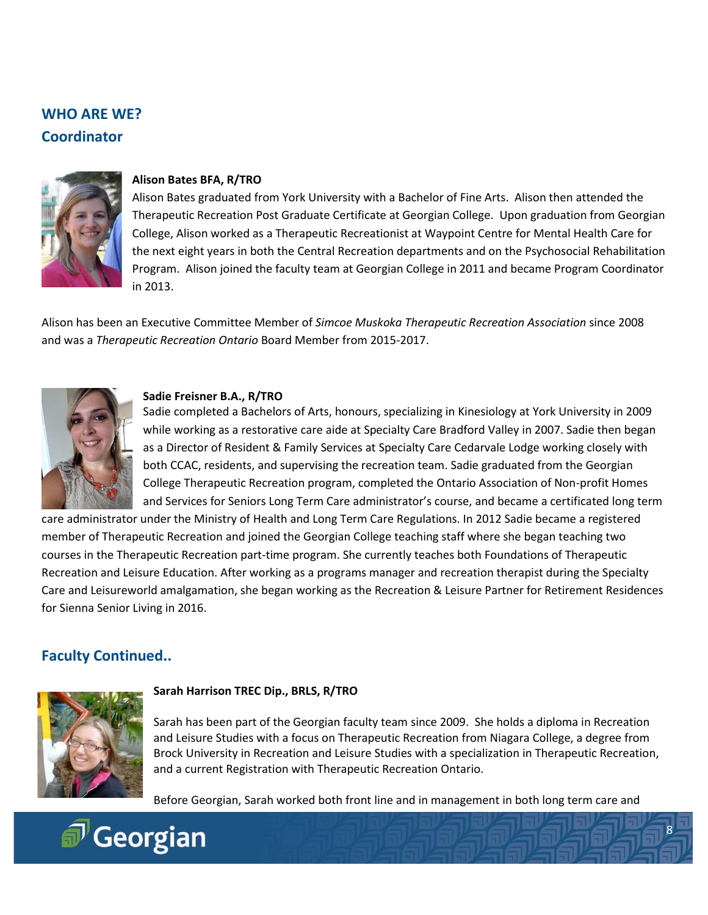## WHO ARE WE?

## Coordinator

**Alison Bates BFA, R/TRO**

Alison Bates graduated from York University with a Bachelor of Fine Arts. Alison then attended the Therapeutic Recreation Post Graduate Certificate at Georgian College. Upon graduation from Georgian College, Alison worked as a Therapeutic Recreationist at Waypoint Centre for Mental Health Care for the next eight years in both the Central Recreation departments and on the Psychosocial Rehabilitation Program. Alison joined the faculty team at Georgian College in 2011 and became Program Coordinator in 2013.

Alison has been an Executive Committee Member of *Simcoe Muskoka Therapeutic Recreation Association* since 2008 and was a *Therapeutic Recreation Ontario* Board Member from 2015-2017.

**Sadie Freisner B.A., R/TRO**

Sadie completed a Bachelors of Arts, honours, specializing in Kinesiology at York University in 2009 while working as a restorative care aide at Specialty Care Bradford Valley in 2007. Sadie then began as a Director of Resident & Family Services at Specialty Care Cedarvale Lodge working closely with both CCAC, residents, and supervising the recreation team. Sadie graduated from the Georgian College Therapeutic Recreation program, completed the Ontario Association of Non-profit Homes and Services for Seniors Long Term Care administrator's course, and became a certificated long term care administrator under the Ministry of Health and Long Term Care Regulations. In 2012 Sadie became a registered member of Therapeutic Recreation and joined the Georgian College teaching staff where she began teaching two courses in the Therapeutic Recreation part-time program. She currently teaches both Foundations of Therapeutic Recreation and Leisure Education. After working as a programs manager and recreation therapist during the Specialty Care and Leisureworld amalgamation, she began working as the Recreation & Leisure Partner for Retirement Residences for Sienna Senior Living in 2016.

## Faculty Continued..

**Sarah Harrison TREC Dip., BRLS, R/TRO**

Sarah has been part of the Georgian faculty team since 2009. She holds a diploma in Recreation and Leisure Studies with a focus on Therapeutic Recreation from Niagara College, a degree from Brock University in Recreation and Leisure Studies with a specialization in Therapeutic Recreation, and a current Registration with Therapeutic Recreation Ontario.

Before Georgian, Sarah worked both front line and in management in both long term care and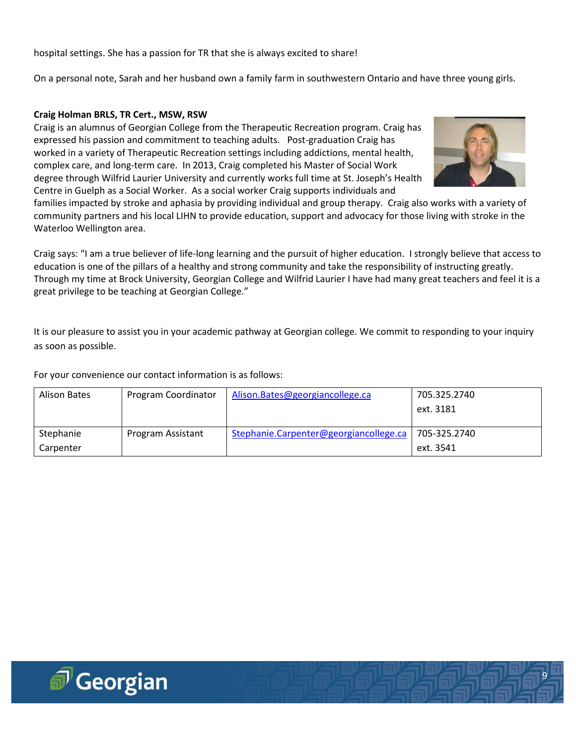hospital settings. She has a passion for TR that she is always excited to share!

On a personal note, Sarah and her husband own a family farm in southwestern Ontario and have three young girls.

**Craig Holman BRLS, TR Cert., MSW, RSW**

Craig is an alumnus of Georgian College from the Therapeutic Recreation program. Craig has expressed his passion and commitment to teaching adults. Post-graduation Craig has worked in a variety of Therapeutic Recreation settings including addictions, mental health, complex care, and long-term care. In 2013, Craig completed his Master of Social Work degree through Wilfrid Laurier University and currently works full time at St. Joseph's Health Centre in Guelph as a Social Worker. As a social worker Craig supports individuals and families impacted by stroke and aphasia by providing individual and group therapy. Craig also works with a variety of community partners and his local LIHN to provide education, support and advocacy for those living with stroke in the Waterloo Wellington area.

Craig says: "I am a true believer of life-long learning and the pursuit of higher education. I strongly believe that access to education is one of the pillars of a healthy and strong community and take the responsibility of instructing greatly. Through my time at Brock University, Georgian College and Wilfrid Laurier I have had many great teachers and feel it is a great privilege to be teaching at Georgian College."

It is our pleasure to assist you in your academic pathway at Georgian college. We commit to responding to your inquiry as soon as possible.

For your convenience our contact information is as follows:

| | | | |
|---|---|---|---|
| Alison Bates | Program Coordinator | Alison.Bates@georgiancollege.ca | 705.325.2740 ext. 3181 |
| Stephanie Carpenter | Program Assistant | Stephanie.Carpenter@georgiancollege.ca | 705-325.2740 ext. 3541 |